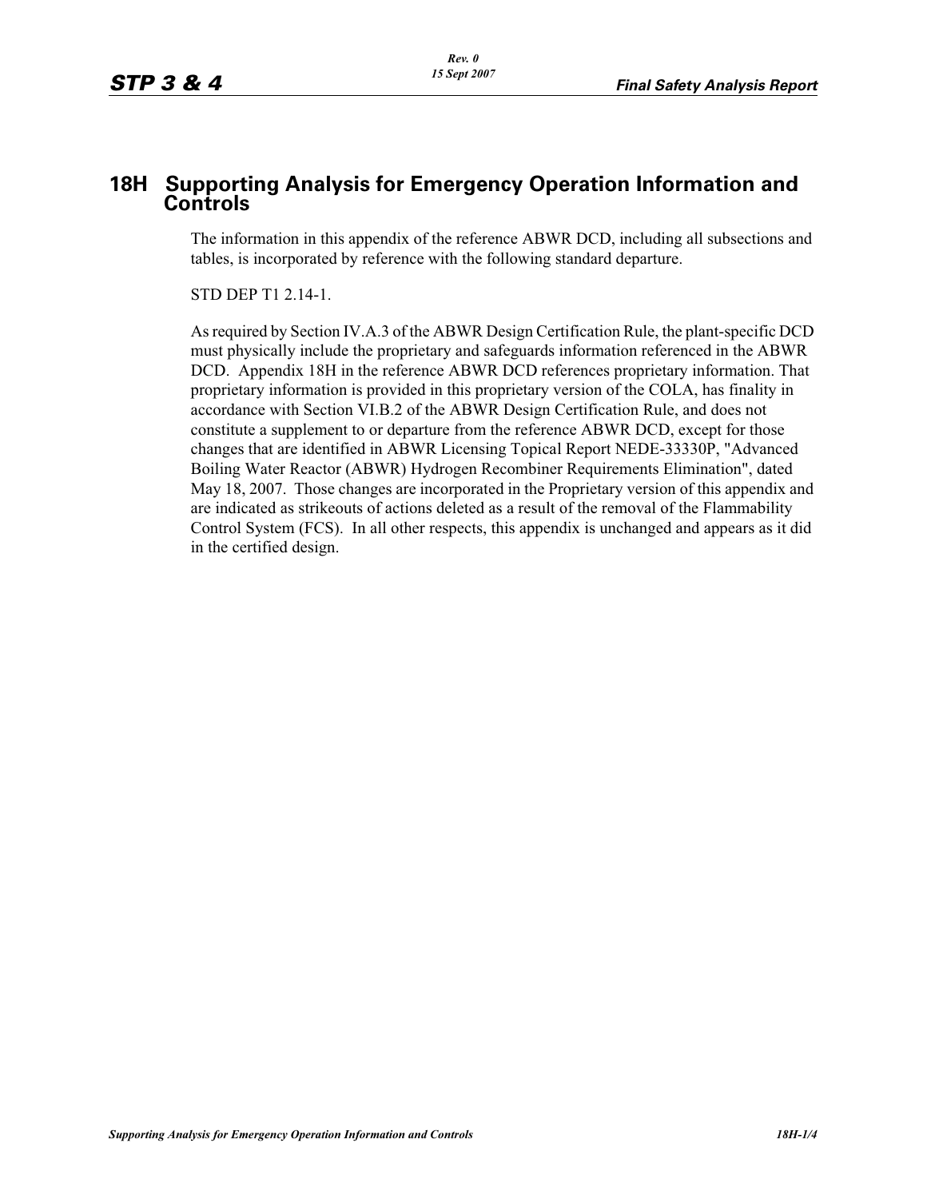# 18H Supporting Analysis for Emergency Operation Information and Controls

The information in this appendix of the reference ABWR DCD, including all subsections and tables, is incorporated by reference with the following standard departure.

STD DEP T1 2.14-1.

As required by Section IV.A.3 of the ABWR Design Certification Rule, the plant-specific DCD must physically include the proprietary and safeguards information referenced in the ABWR DCD. Appendix 18H in the reference ABWR DCD references proprietary information. That proprietary information is provided in this proprietary version of the COLA, has finality in accordance with Section VI.B.2 of the ABWR Design Certification Rule, and does not constitute a supplement to or departure from the reference ABWR DCD, except for those changes that are identified in ABWR Licensing Topical Report NEDE-33330P, "Advanced Boiling Water Reactor (ABWR) Hydrogen Recombiner Requirements Elimination", dated May 18, 2007. Those changes are incorporated in the Proprietary version of this appendix and are indicated as strikeouts of actions deleted as a result of the removal of the Flammability Control System (FCS). In all other respects, this appendix is unchanged and appears as it did in the certified design.